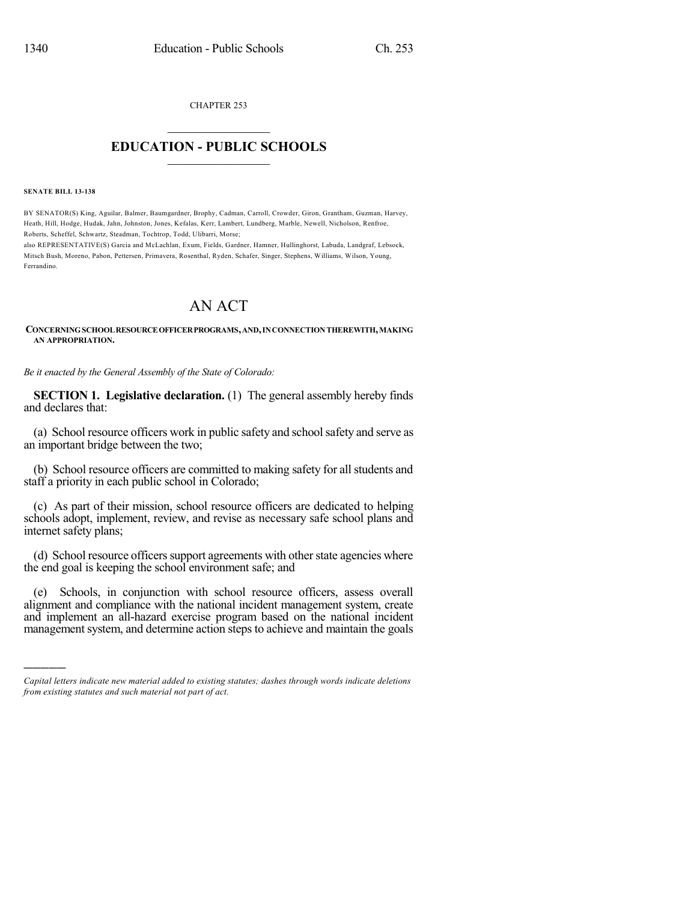CHAPTER 253

# EDUCATION - PUBLIC SCHOOLS

**SENATE BILL 13-138**

BY SENATOR(S) King, Aguilar, Balmer, Baumgardner, Brophy, Cadman, Carroll, Crowder, Giron, Grantham, Guzman, Harvey, Heath, Hill, Hodge, Hudak, Jahn, Johnston, Jones, Kefalas, Kerr, Lambert, Lundberg, Marble, Newell, Nicholson, Renfroe, Roberts, Scheffel, Schwartz, Steadman, Tochtrop, Todd, Ulibarri, Morse;

also REPRESENTATIVE(S) Garcia and McLachlan, Exum, Fields, Gardner, Hamner, Hullinghorst, Labuda, Landgraf, Lebsock, Mitsch Bush, Moreno, Pabon, Pettersen, Primavera, Rosenthal, Ryden, Schafer, Singer, Stephens, Williams, Wilson, Young, Ferrandino.

# AN ACT

**CONCERNING SCHOOL RESOURCE OFFICER PROGRAMS, AND, IN CONNECTION THEREWITH, MAKING AN APPROPRIATION.**

*Be it enacted by the General Assembly of the State of Colorado:*

**SECTION 1. Legislative declaration.** (1) The general assembly hereby finds and declares that:

(a) School resource officers work in public safety and school safety and serve as an important bridge between the two;

(b) School resource officers are committed to making safety for all students and staff a priority in each public school in Colorado;

(c) As part of their mission, school resource officers are dedicated to helping schools adopt, implement, review, and revise as necessary safe school plans and internet safety plans;

(d) School resource officers support agreements with other state agencies where the end goal is keeping the school environment safe; and

(e) Schools, in conjunction with school resource officers, assess overall alignment and compliance with the national incident management system, create and implement an all-hazard exercise program based on the national incident management system, and determine action steps to achieve and maintain the goals

---

*Capital letters indicate new material added to existing statutes; dashes through words indicate deletions from existing statutes and such material not part of act.*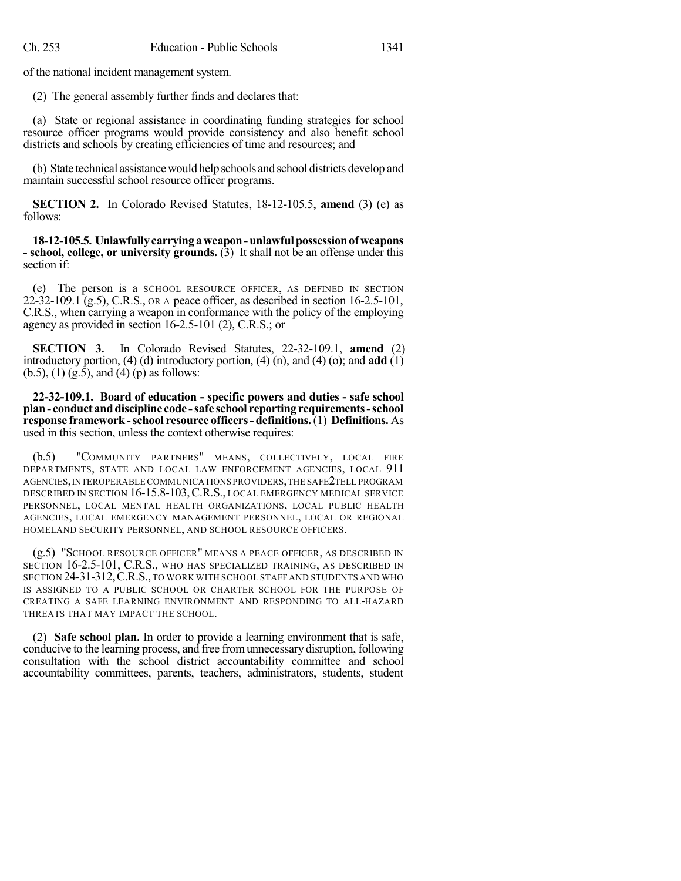of the national incident management system.

(2) The general assembly further finds and declares that:

(a) State or regional assistance in coordinating funding strategies for school resource officer programs would provide consistency and also benefit school districts and schools by creating efficiencies of time and resources; and

(b) State technical assistance would help schools and school districts develop and maintain successful school resource officer programs.

**SECTION 2.** In Colorado Revised Statutes, 18-12-105.5, **amend** (3) (e) as follows:

**18-12-105.5. Unlawfully carrying a weapon - unlawful possession of weapons - school, college, or university grounds.** (3) It shall not be an offense under this section if:

(e) The person is a SCHOOL RESOURCE OFFICER, AS DEFINED IN SECTION 22-32-109.1 (g.5), C.R.S., OR A peace officer, as described in section 16-2.5-101, C.R.S., when carrying a weapon in conformance with the policy of the employing agency as provided in section 16-2.5-101 (2), C.R.S.; or

**SECTION 3.** In Colorado Revised Statutes, 22-32-109.1, **amend** (2) introductory portion, (4) (d) introductory portion, (4) (n), and (4) (o); and **add** (1) (b.5), (1) (g.5), and (4) (p) as follows:

**22-32-109.1. Board of education - specific powers and duties - safe school plan - conduct and discipline code - safe school reporting requirements - school response framework - school resource officers - definitions.** (1) **Definitions.** As used in this section, unless the context otherwise requires:

(b.5) "COMMUNITY PARTNERS" MEANS, COLLECTIVELY, LOCAL FIRE DEPARTMENTS, STATE AND LOCAL LAW ENFORCEMENT AGENCIES, LOCAL 911 AGENCIES, INTEROPERABLE COMMUNICATIONS PROVIDERS, THE SAFE2TELL PROGRAM DESCRIBED IN SECTION 16-15.8-103, C.R.S., LOCAL EMERGENCY MEDICAL SERVICE PERSONNEL, LOCAL MENTAL HEALTH ORGANIZATIONS, LOCAL PUBLIC HEALTH AGENCIES, LOCAL EMERGENCY MANAGEMENT PERSONNEL, LOCAL OR REGIONAL HOMELAND SECURITY PERSONNEL, AND SCHOOL RESOURCE OFFICERS.

(g.5) "SCHOOL RESOURCE OFFICER" MEANS A PEACE OFFICER, AS DESCRIBED IN SECTION 16-2.5-101, C.R.S., WHO HAS SPECIALIZED TRAINING, AS DESCRIBED IN SECTION 24-31-312, C.R.S., TO WORK WITH SCHOOL STAFF AND STUDENTS AND WHO IS ASSIGNED TO A PUBLIC SCHOOL OR CHARTER SCHOOL FOR THE PURPOSE OF CREATING A SAFE LEARNING ENVIRONMENT AND RESPONDING TO ALL-HAZARD THREATS THAT MAY IMPACT THE SCHOOL.

(2) **Safe school plan.** In order to provide a learning environment that is safe, conducive to the learning process, and free from unnecessary disruption, following consultation with the school district accountability committee and school accountability committees, parents, teachers, administrators, students, student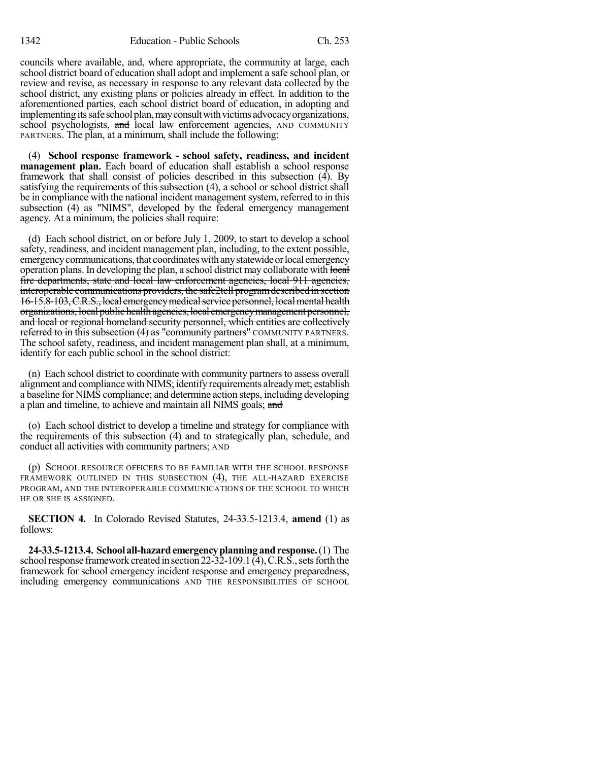councils where available, and, where appropriate, the community at large, each school district board of education shall adopt and implement a safe school plan, or review and revise, as necessary in response to any relevant data collected by the school district, any existing plans or policies already in effect. In addition to the aforementioned parties, each school district board of education, in adopting and implementing its safe school plan, may consult with victims advocacy organizations, school psychologists, ~~and~~ local law enforcement agencies, AND COMMUNITY PARTNERS. The plan, at a minimum, shall include the following:

(4) **School response framework - school safety, readiness, and incident management plan.** Each board of education shall establish a school response framework that shall consist of policies described in this subsection (4). By satisfying the requirements of this subsection (4), a school or school district shall be in compliance with the national incident management system, referred to in this subsection (4) as "NIMS", developed by the federal emergency management agency. At a minimum, the policies shall require:

(d) Each school district, on or before July 1, 2009, to start to develop a school safety, readiness, and incident management plan, including, to the extent possible, emergency communications, that coordinates with any statewide or local emergency operation plans. In developing the plan, a school district may collaborate with ~~local fire departments, state and local law enforcement agencies, local 911 agencies, interoperable communications providers, the safe2tell program described in section 16-15.8-103, C.R.S., local emergency medical service personnel, local mental health organizations, local public health agencies, local emergency management personnel, and local or regional homeland security personnel, which entities are collectively referred to in this subsection (4) as "community partners"~~ COMMUNITY PARTNERS. The school safety, readiness, and incident management plan shall, at a minimum, identify for each public school in the school district:

(n) Each school district to coordinate with community partners to assess overall alignment and compliance with NIMS; identify requirements already met; establish a baseline for NIMS compliance; and determine action steps, including developing a plan and timeline, to achieve and maintain all NIMS goals; ~~and~~

(o) Each school district to develop a timeline and strategy for compliance with the requirements of this subsection (4) and to strategically plan, schedule, and conduct all activities with community partners; AND

(p) SCHOOL RESOURCE OFFICERS TO BE FAMILIAR WITH THE SCHOOL RESPONSE FRAMEWORK OUTLINED IN THIS SUBSECTION (4), THE ALL-HAZARD EXERCISE PROGRAM, AND THE INTEROPERABLE COMMUNICATIONS OF THE SCHOOL TO WHICH HE OR SHE IS ASSIGNED.

**SECTION 4.** In Colorado Revised Statutes, 24-33.5-1213.4, **amend** (1) as follows:

**24-33.5-1213.4. School all-hazard emergency planning and response.** (1) The school response framework created in section 22-32-109.1 (4), C.R.S., sets forth the framework for school emergency incident response and emergency preparedness, including emergency communications AND THE RESPONSIBILITIES OF SCHOOL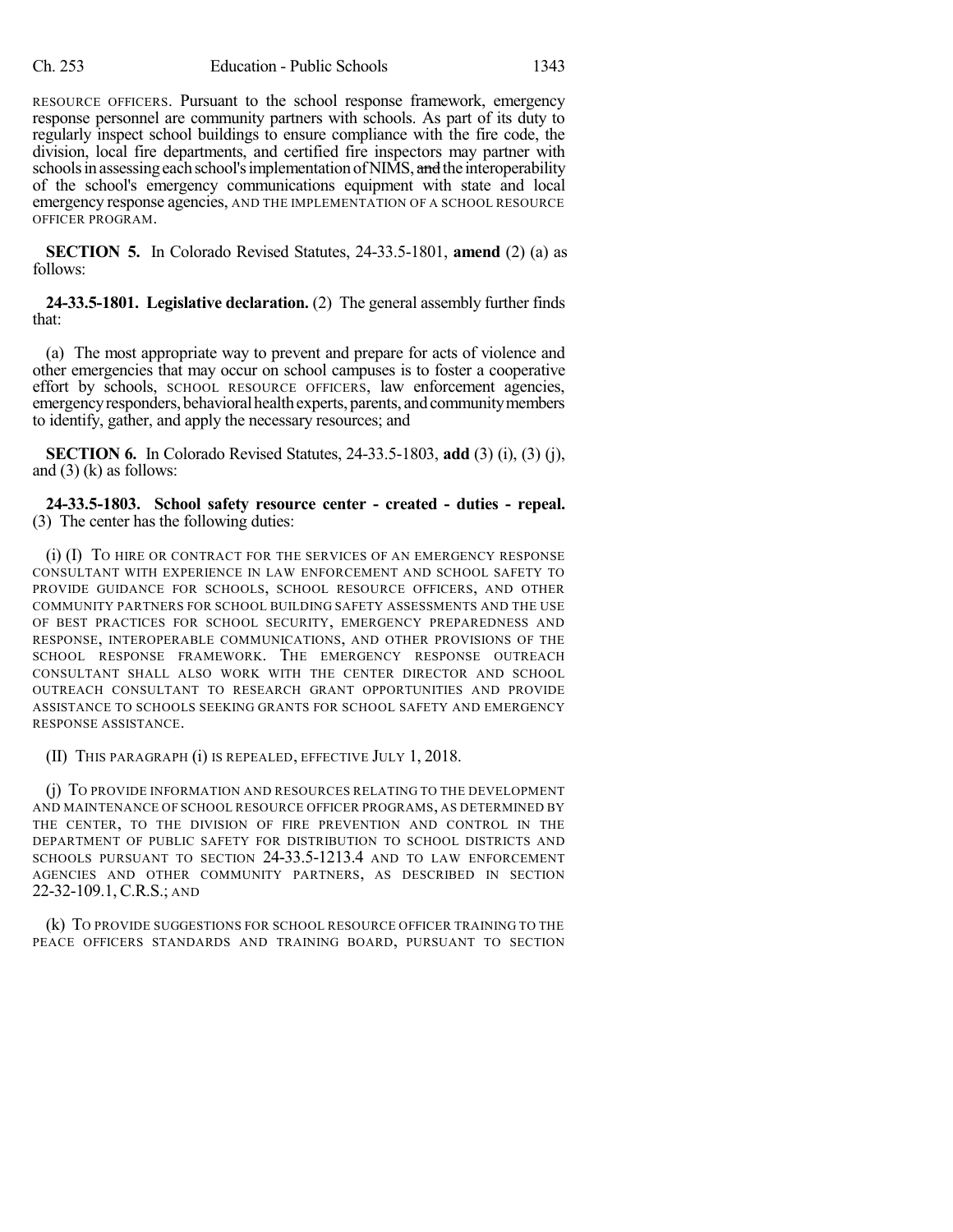RESOURCE OFFICERS. Pursuant to the school response framework, emergency response personnel are community partners with schools. As part of its duty to regularly inspect school buildings to ensure compliance with the fire code, the division, local fire departments, and certified fire inspectors may partner with schools in assessing each school's implementation of NIMS, ~~and~~ the interoperability of the school's emergency communications equipment with state and local emergency response agencies, AND THE IMPLEMENTATION OF A SCHOOL RESOURCE OFFICER PROGRAM.

**SECTION 5.** In Colorado Revised Statutes, 24-33.5-1801, **amend** (2) (a) as follows:

**24-33.5-1801. Legislative declaration.** (2) The general assembly further finds that:

(a) The most appropriate way to prevent and prepare for acts of violence and other emergencies that may occur on school campuses is to foster a cooperative effort by schools, SCHOOL RESOURCE OFFICERS, law enforcement agencies, emergency responders, behavioral health experts, parents, and community members to identify, gather, and apply the necessary resources; and

**SECTION 6.** In Colorado Revised Statutes, 24-33.5-1803, **add** (3) (i), (3) (j), and (3) (k) as follows:

**24-33.5-1803. School safety resource center - created - duties - repeal.** (3) The center has the following duties:

(i) (I) TO HIRE OR CONTRACT FOR THE SERVICES OF AN EMERGENCY RESPONSE CONSULTANT WITH EXPERIENCE IN LAW ENFORCEMENT AND SCHOOL SAFETY TO PROVIDE GUIDANCE FOR SCHOOLS, SCHOOL RESOURCE OFFICERS, AND OTHER COMMUNITY PARTNERS FOR SCHOOL BUILDING SAFETY ASSESSMENTS AND THE USE OF BEST PRACTICES FOR SCHOOL SECURITY, EMERGENCY PREPAREDNESS AND RESPONSE, INTEROPERABLE COMMUNICATIONS, AND OTHER PROVISIONS OF THE SCHOOL RESPONSE FRAMEWORK. THE EMERGENCY RESPONSE OUTREACH CONSULTANT SHALL ALSO WORK WITH THE CENTER DIRECTOR AND SCHOOL OUTREACH CONSULTANT TO RESEARCH GRANT OPPORTUNITIES AND PROVIDE ASSISTANCE TO SCHOOLS SEEKING GRANTS FOR SCHOOL SAFETY AND EMERGENCY RESPONSE ASSISTANCE.

(II) THIS PARAGRAPH (i) IS REPEALED, EFFECTIVE JULY 1, 2018.

(j) TO PROVIDE INFORMATION AND RESOURCES RELATING TO THE DEVELOPMENT AND MAINTENANCE OF SCHOOL RESOURCE OFFICER PROGRAMS, AS DETERMINED BY THE CENTER, TO THE DIVISION OF FIRE PREVENTION AND CONTROL IN THE DEPARTMENT OF PUBLIC SAFETY FOR DISTRIBUTION TO SCHOOL DISTRICTS AND SCHOOLS PURSUANT TO SECTION 24-33.5-1213.4 AND TO LAW ENFORCEMENT AGENCIES AND OTHER COMMUNITY PARTNERS, AS DESCRIBED IN SECTION 22-32-109.1, C.R.S.; AND

(k) TO PROVIDE SUGGESTIONS FOR SCHOOL RESOURCE OFFICER TRAINING TO THE PEACE OFFICERS STANDARDS AND TRAINING BOARD, PURSUANT TO SECTION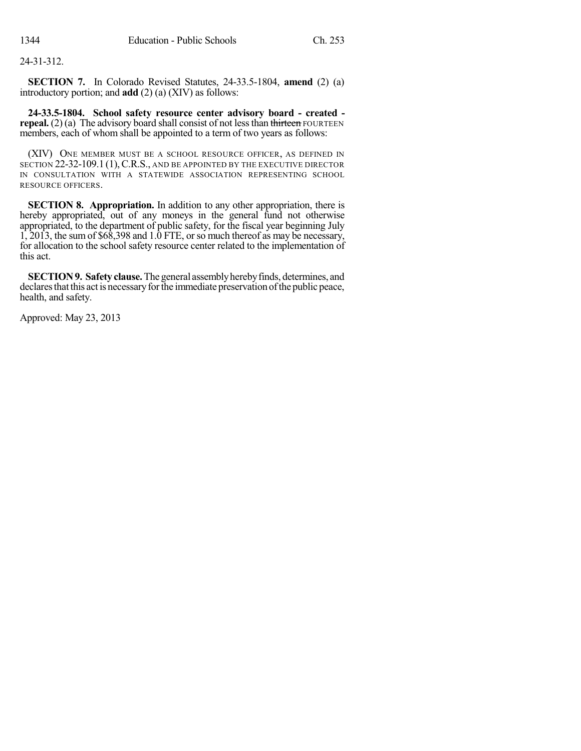24-31-312.

**SECTION 7.** In Colorado Revised Statutes, 24-33.5-1804, **amend** (2) (a) introductory portion; and **add** (2) (a) (XIV) as follows:

**24-33.5-1804. School safety resource center advisory board - created - repeal.** (2) (a) The advisory board shall consist of not less than ~~thirteen~~ FOURTEEN members, each of whom shall be appointed to a term of two years as follows:

(XIV) ONE MEMBER MUST BE A SCHOOL RESOURCE OFFICER, AS DEFINED IN SECTION 22-32-109.1 (1), C.R.S., AND BE APPOINTED BY THE EXECUTIVE DIRECTOR IN CONSULTATION WITH A STATEWIDE ASSOCIATION REPRESENTING SCHOOL RESOURCE OFFICERS.

**SECTION 8. Appropriation.** In addition to any other appropriation, there is hereby appropriated, out of any moneys in the general fund not otherwise appropriated, to the department of public safety, for the fiscal year beginning July 1, 2013, the sum of $68,398 and 1.0 FTE, or so much thereof as may be necessary, for allocation to the school safety resource center related to the implementation of this act.

**SECTION 9. Safety clause.** The general assembly hereby finds, determines, and declares that this act is necessary for the immediate preservation of the public peace, health, and safety.

Approved: May 23, 2013